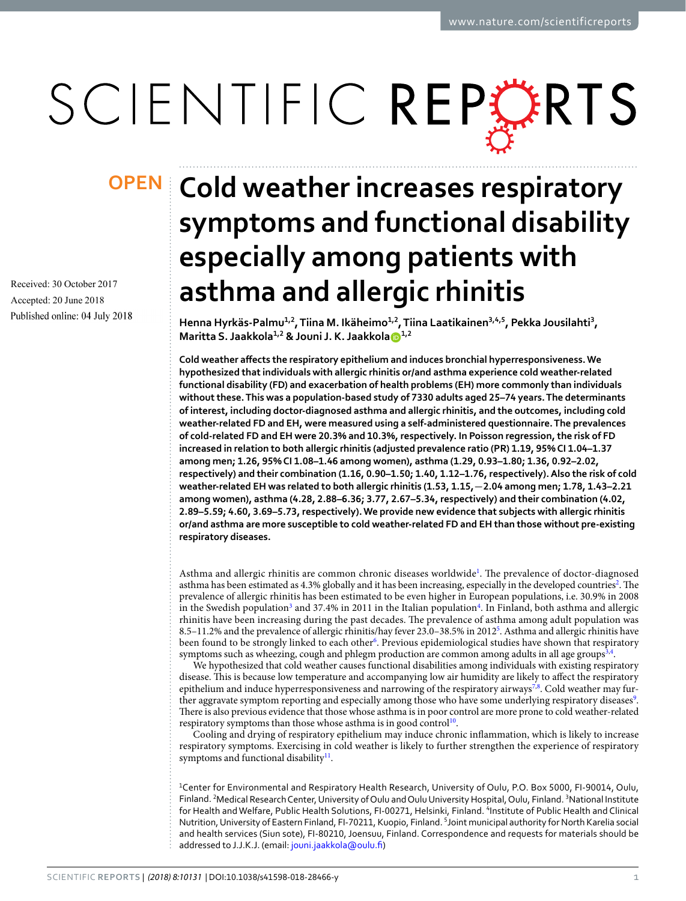# Cold weather increases respiratory symptoms and functional disability especially among patients with asthma and allergic rhinitis

OPEN

Received: 30 October 2017
Accepted: 20 June 2018
Published online: 04 July 2018

**Henna Hyrkäs-Palmu[1,2], Tiina M. Ikäheimo[1,2], Tiina Laatikainen[3,4,5], Pekka Jousilahti[3], Maritta S. Jaakkola[1,2] & Jouni J. K. Jaakkola[1,2]**

**Cold weather affects the respiratory epithelium and induces bronchial hyperresponsiveness. We hypothesized that individuals with allergic rhinitis or/and asthma experience cold weather-related functional disability (FD) and exacerbation of health problems (EH) more commonly than individuals without these. This was a population-based study of 7330 adults aged 25–74 years. The determinants of interest, including doctor-diagnosed asthma and allergic rhinitis, and the outcomes, including cold weather-related FD and EH, were measured using a self-administered questionnaire. The prevalences of cold-related FD and EH were 20.3% and 10.3%, respectively. In Poisson regression, the risk of FD increased in relation to both allergic rhinitis (adjusted prevalence ratio (PR) 1.19, 95% CI 1.04–1.37 among men; 1.26, 95% CI 1.08–1.46 among women), asthma (1.29, 0.93–1.80; 1.36, 0.92–2.02, respectively) and their combination (1.16, 0.90–1.50; 1.40, 1.12–1.76, respectively). Also the risk of cold weather-related EH was related to both allergic rhinitis (1.53, 1.15,—2.04 among men; 1.78, 1.43–2.21 among women), asthma (4.28, 2.88–6.36; 3.77, 2.67–5.34, respectively) and their combination (4.02, 2.89–5.59; 4.60, 3.69–5.73, respectively). We provide new evidence that subjects with allergic rhinitis or/and asthma are more susceptible to cold weather-related FD and EH than those without pre-existing respiratory diseases.**

Asthma and allergic rhinitis are common chronic diseases worldwide[1]. The prevalence of doctor-diagnosed asthma has been estimated as 4.3% globally and it has been increasing, especially in the developed countries[2]. The prevalence of allergic rhinitis has been estimated to be even higher in European populations, i.e. 30.9% in 2008 in the Swedish population[3] and 37.4% in 2011 in the Italian population[4]. In Finland, both asthma and allergic rhinitis have been increasing during the past decades. The prevalence of asthma among adult population was 8.5–11.2% and the prevalence of allergic rhinitis/hay fever 23.0–38.5% in 2012[5]. Asthma and allergic rhinitis have been found to be strongly linked to each other[6]. Previous epidemiological studies have shown that respiratory symptoms such as wheezing, cough and phlegm production are common among adults in all age groups[3,4].

We hypothesized that cold weather causes functional disabilities among individuals with existing respiratory disease. This is because low temperature and accompanying low air humidity are likely to affect the respiratory epithelium and induce hyperresponsiveness and narrowing of the respiratory airways[7,8]. Cold weather may further aggravate symptom reporting and especially among those who have some underlying respiratory diseases[9]. There is also previous evidence that those whose asthma is in poor control are more prone to cold weather-related respiratory symptoms than those whose asthma is in good control[10].

Cooling and drying of respiratory epithelium may induce chronic inflammation, which is likely to increase respiratory symptoms. Exercising in cold weather is likely to further strengthen the experience of respiratory symptoms and functional disability[11].

[1]Center for Environmental and Respiratory Health Research, University of Oulu, P.O. Box 5000, FI-90014, Oulu, Finland. [2]Medical Research Center, University of Oulu and Oulu University Hospital, Oulu, Finland. [3]National Institute for Health and Welfare, Public Health Solutions, FI-00271, Helsinki, Finland. [4]Institute of Public Health and Clinical Nutrition, University of Eastern Finland, FI-70211, Kuopio, Finland. [5]Joint municipal authority for North Karelia social and health services (Siun sote), FI-80210, Joensuu, Finland. Correspondence and requests for materials should be addressed to J.J.K.J. (email: jouni.jaakkola@oulu.fi)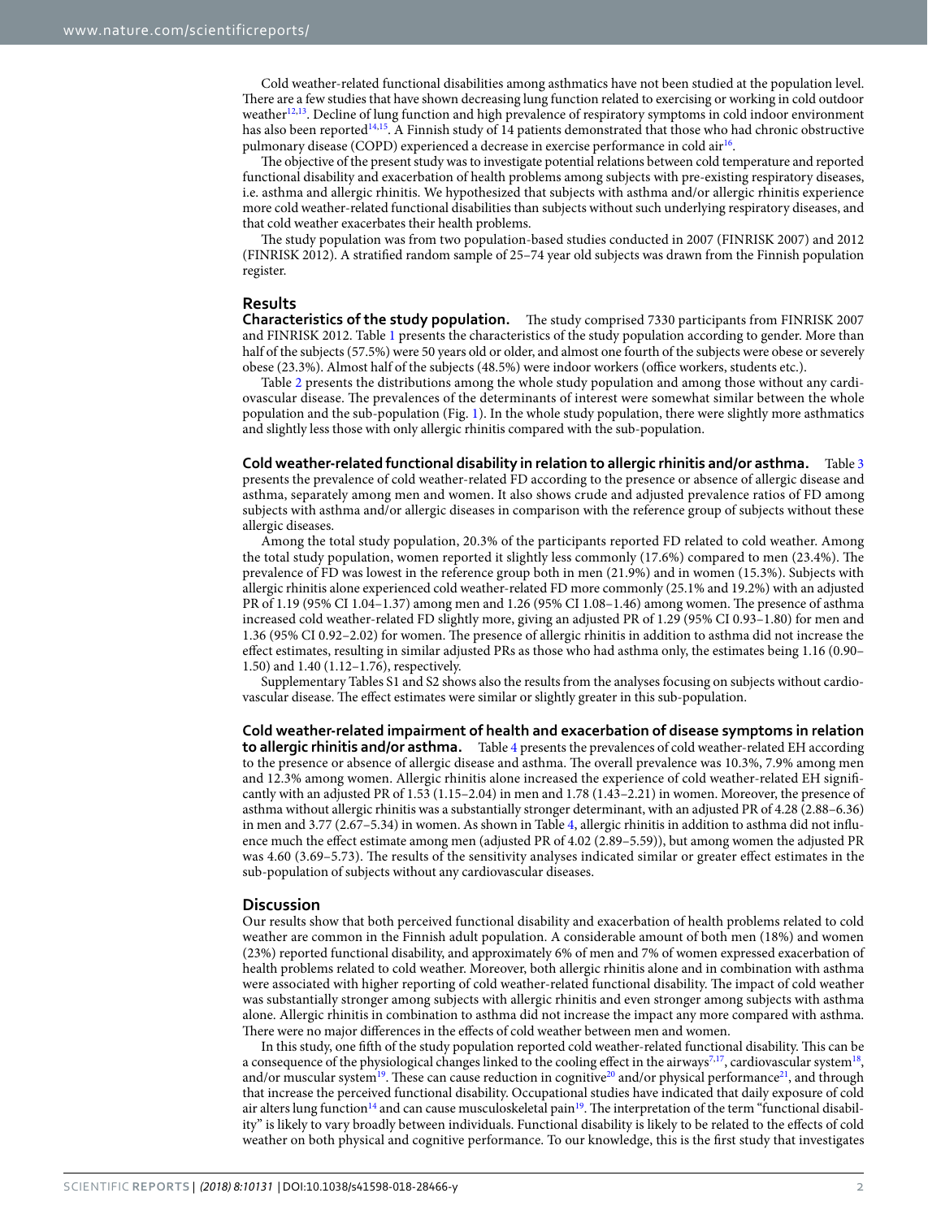Cold weather-related functional disabilities among asthmatics have not been studied at the population level. There are a few studies that have shown decreasing lung function related to exercising or working in cold outdoor weather[12,13]. Decline of lung function and high prevalence of respiratory symptoms in cold indoor environment has also been reported[14,15]. A Finnish study of 14 patients demonstrated that those who had chronic obstructive pulmonary disease (COPD) experienced a decrease in exercise performance in cold air[16].

The objective of the present study was to investigate potential relations between cold temperature and reported functional disability and exacerbation of health problems among subjects with pre-existing respiratory diseases, i.e. asthma and allergic rhinitis. We hypothesized that subjects with asthma and/or allergic rhinitis experience more cold weather-related functional disabilities than subjects without such underlying respiratory diseases, and that cold weather exacerbates their health problems.

The study population was from two population-based studies conducted in 2007 (FINRISK 2007) and 2012 (FINRISK 2012). A stratified random sample of 25–74 year old subjects was drawn from the Finnish population register.

## Results

**Characteristics of the study population.** The study comprised 7330 participants from FINRISK 2007 and FINRISK 2012. Table 1 presents the characteristics of the study population according to gender. More than half of the subjects (57.5%) were 50 years old or older, and almost one fourth of the subjects were obese or severely obese (23.3%). Almost half of the subjects (48.5%) were indoor workers (office workers, students etc.).

Table 2 presents the distributions among the whole study population and among those without any cardiovascular disease. The prevalences of the determinants of interest were somewhat similar between the whole population and the sub-population (Fig. 1). In the whole study population, there were slightly more asthmatics and slightly less those with only allergic rhinitis compared with the sub-population.

**Cold weather-related functional disability in relation to allergic rhinitis and/or asthma.** Table 3 presents the prevalence of cold weather-related FD according to the presence or absence of allergic disease and asthma, separately among men and women. It also shows crude and adjusted prevalence ratios of FD among subjects with asthma and/or allergic diseases in comparison with the reference group of subjects without these allergic diseases.

Among the total study population, 20.3% of the participants reported FD related to cold weather. Among the total study population, women reported it slightly less commonly (17.6%) compared to men (23.4%). The prevalence of FD was lowest in the reference group both in men (21.9%) and in women (15.3%). Subjects with allergic rhinitis alone experienced cold weather-related FD more commonly (25.1% and 19.2%) with an adjusted PR of 1.19 (95% CI 1.04–1.37) among men and 1.26 (95% CI 1.08–1.46) among women. The presence of asthma increased cold weather-related FD slightly more, giving an adjusted PR of 1.29 (95% CI 0.93–1.80) for men and 1.36 (95% CI 0.92–2.02) for women. The presence of allergic rhinitis in addition to asthma did not increase the effect estimates, resulting in similar adjusted PRs as those who had asthma only, the estimates being 1.16 (0.90–1.50) and 1.40 (1.12–1.76), respectively.

Supplementary Tables S1 and S2 shows also the results from the analyses focusing on subjects without cardiovascular disease. The effect estimates were similar or slightly greater in this sub-population.

**Cold weather-related impairment of health and exacerbation of disease symptoms in relation to allergic rhinitis and/or asthma.** Table 4 presents the prevalences of cold weather-related EH according to the presence or absence of allergic disease and asthma. The overall prevalence was 10.3%, 7.9% among men and 12.3% among women. Allergic rhinitis alone increased the experience of cold weather-related EH significantly with an adjusted PR of 1.53 (1.15–2.04) in men and 1.78 (1.43–2.21) in women. Moreover, the presence of asthma without allergic rhinitis was a substantially stronger determinant, with an adjusted PR of 4.28 (2.88–6.36) in men and 3.77 (2.67–5.34) in women. As shown in Table 4, allergic rhinitis in addition to asthma did not influence much the effect estimate among men (adjusted PR of 4.02 (2.89–5.59)), but among women the adjusted PR was 4.60 (3.69–5.73). The results of the sensitivity analyses indicated similar or greater effect estimates in the sub-population of subjects without any cardiovascular diseases.

## Discussion

Our results show that both perceived functional disability and exacerbation of health problems related to cold weather are common in the Finnish adult population. A considerable amount of both men (18%) and women (23%) reported functional disability, and approximately 6% of men and 7% of women expressed exacerbation of health problems related to cold weather. Moreover, both allergic rhinitis alone and in combination with asthma were associated with higher reporting of cold weather-related functional disability. The impact of cold weather was substantially stronger among subjects with allergic rhinitis and even stronger among subjects with asthma alone. Allergic rhinitis in combination to asthma did not increase the impact any more compared with asthma. There were no major differences in the effects of cold weather between men and women.

In this study, one fifth of the study population reported cold weather-related functional disability. This can be a consequence of the physiological changes linked to the cooling effect in the airways[7,17], cardiovascular system[18], and/or muscular system[19]. These can cause reduction in cognitive[20] and/or physical performance[21], and through that increase the perceived functional disability. Occupational studies have indicated that daily exposure of cold air alters lung function[14] and can cause musculoskeletal pain[19]. The interpretation of the term "functional disability" is likely to vary broadly between individuals. Functional disability is likely to be related to the effects of cold weather on both physical and cognitive performance. To our knowledge, this is the first study that investigates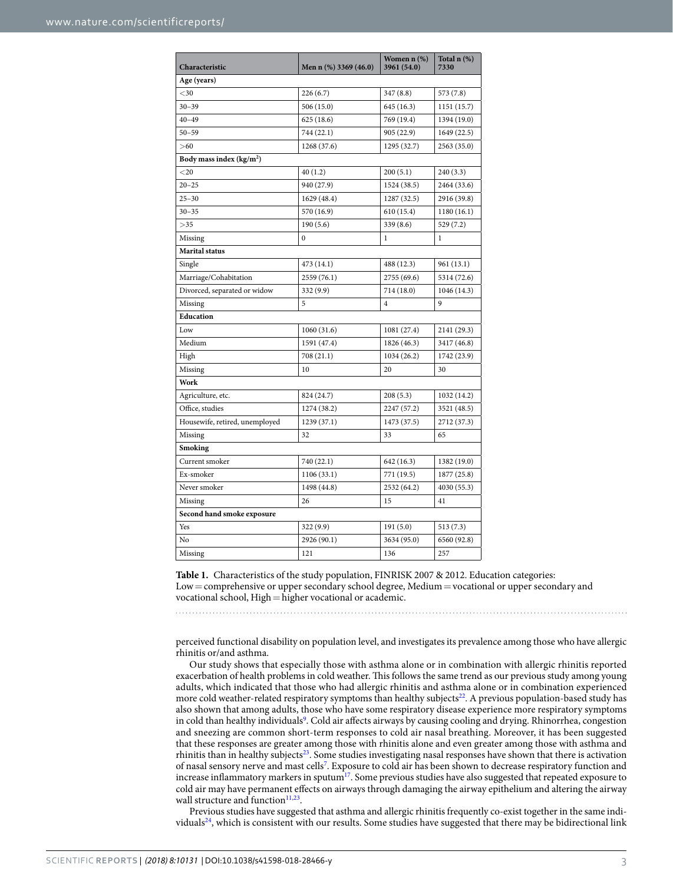| Characteristic | Men n (%) 3369 (46.0) | Women n (%) 3961 (54.0) | Total n (%) 7330 |
|---|---|---|---|
| **Age (years)** | | | |
| <30 | 226 (6.7) | 347 (8.8) | 573 (7.8) |
| 30–39 | 506 (15.0) | 645 (16.3) | 1151 (15.7) |
| 40–49 | 625 (18.6) | 769 (19.4) | 1394 (19.0) |
| 50–59 | 744 (22.1) | 905 (22.9) | 1649 (22.5) |
| >60 | 1268 (37.6) | 1295 (32.7) | 2563 (35.0) |
| **Body mass index (kg/m²)** | | | |
| <20 | 40 (1.2) | 200 (5.1) | 240 (3.3) |
| 20–25 | 940 (27.9) | 1524 (38.5) | 2464 (33.6) |
| 25–30 | 1629 (48.4) | 1287 (32.5) | 2916 (39.8) |
| 30–35 | 570 (16.9) | 610 (15.4) | 1180 (16.1) |
| >35 | 190 (5.6) | 339 (8.6) | 529 (7.2) |
| Missing | 0 | 1 | 1 |
| **Marital status** | | | |
| Single | 473 (14.1) | 488 (12.3) | 961 (13.1) |
| Marriage/Cohabitation | 2559 (76.1) | 2755 (69.6) | 5314 (72.6) |
| Divorced, separated or widow | 332 (9.9) | 714 (18.0) | 1046 (14.3) |
| Missing | 5 | 4 | 9 |
| **Education** | | | |
| Low | 1060 (31.6) | 1081 (27.4) | 2141 (29.3) |
| Medium | 1591 (47.4) | 1826 (46.3) | 3417 (46.8) |
| High | 708 (21.1) | 1034 (26.2) | 1742 (23.9) |
| Missing | 10 | 20 | 30 |
| **Work** | | | |
| Agriculture, etc. | 824 (24.7) | 208 (5.3) | 1032 (14.2) |
| Office, studies | 1274 (38.2) | 2247 (57.2) | 3521 (48.5) |
| Housewife, retired, unemployed | 1239 (37.1) | 1473 (37.5) | 2712 (37.3) |
| Missing | 32 | 33 | 65 |
| **Smoking** | | | |
| Current smoker | 740 (22.1) | 642 (16.3) | 1382 (19.0) |
| Ex-smoker | 1106 (33.1) | 771 (19.5) | 1877 (25.8) |
| Never smoker | 1498 (44.8) | 2532 (64.2) | 4030 (55.3) |
| Missing | 26 | 15 | 41 |
| **Second hand smoke exposure** | | | |
| Yes | 322 (9.9) | 191 (5.0) | 513 (7.3) |
| No | 2926 (90.1) | 3634 (95.0) | 6560 (92.8) |
| Missing | 121 | 136 | 257 |

**Table 1.** Characteristics of the study population, FINRISK 2007 & 2012. Education categories: Low = comprehensive or upper secondary school degree, Medium = vocational or upper secondary and vocational school, High = higher vocational or academic.

perceived functional disability on population level, and investigates its prevalence among those who have allergic rhinitis or/and asthma.

Our study shows that especially those with asthma alone or in combination with allergic rhinitis reported exacerbation of health problems in cold weather. This follows the same trend as our previous study among young adults, which indicated that those who had allergic rhinitis and asthma alone or in combination experienced more cold weather-related respiratory symptoms than healthy subjects[22]. A previous population-based study has also shown that among adults, those who have some respiratory disease experience more respiratory symptoms in cold than healthy individuals[9]. Cold air affects airways by causing cooling and drying. Rhinorrhea, congestion and sneezing are common short-term responses to cold air nasal breathing. Moreover, it has been suggested that these responses are greater among those with rhinitis alone and even greater among those with asthma and rhinitis than in healthy subjects[23]. Some studies investigating nasal responses have shown that there is activation of nasal sensory nerve and mast cells[7]. Exposure to cold air has been shown to decrease respiratory function and increase inflammatory markers in sputum[17]. Some previous studies have also suggested that repeated exposure to cold air may have permanent effects on airways through damaging the airway epithelium and altering the airway wall structure and function[11,23].

Previous studies have suggested that asthma and allergic rhinitis frequently co-exist together in the same individuals[24], which is consistent with our results. Some studies have suggested that there may be bidirectional link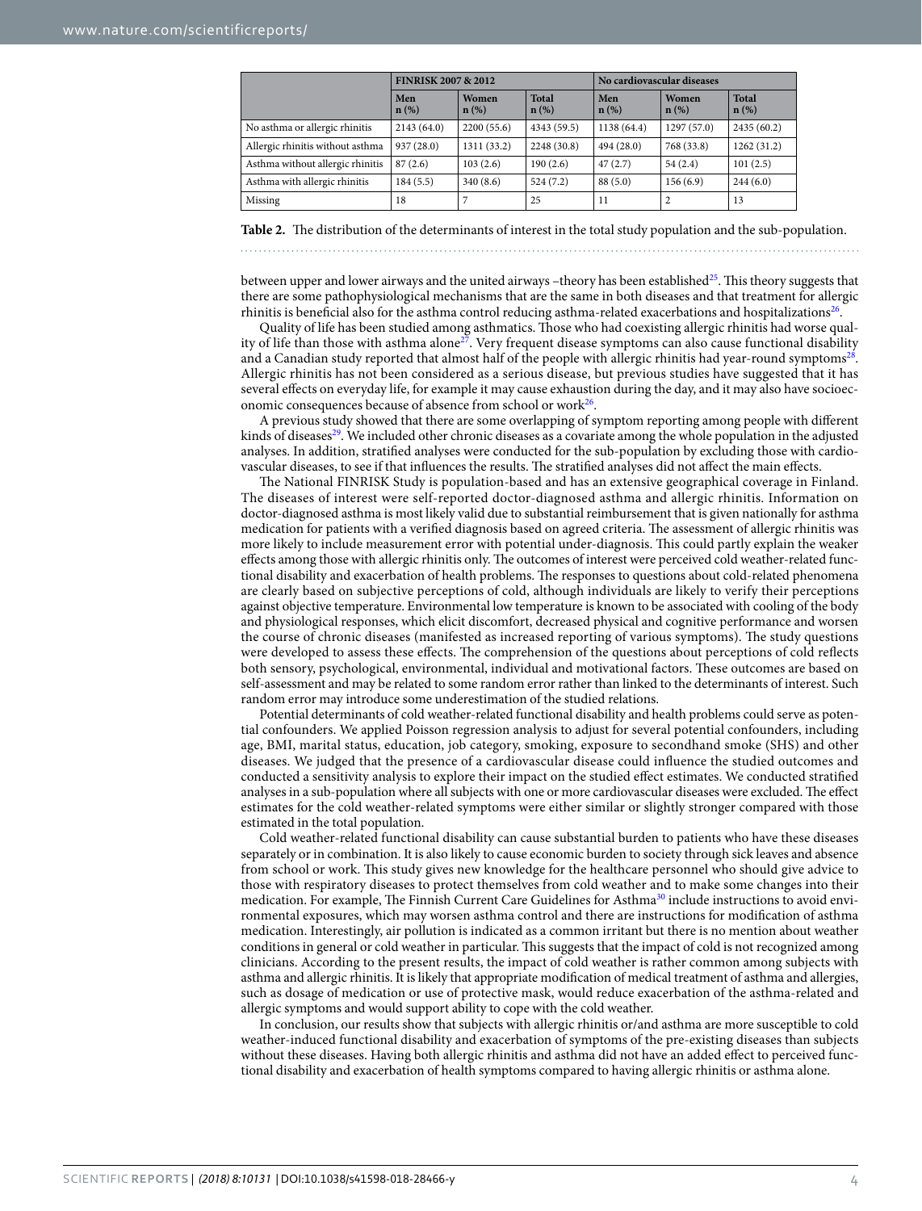| | FINRISK 2007 & 2012 | | | No cardiovascular diseases | | |
|---|---|---|---|---|---|---|
| | Men n (%) | Women n (%) | Total n (%) | Men n (%) | Women n (%) | Total n (%) |
| No asthma or allergic rhinitis | 2143 (64.0) | 2200 (55.6) | 4343 (59.5) | 1138 (64.4) | 1297 (57.0) | 2435 (60.2) |
| Allergic rhinitis without asthma | 937 (28.0) | 1311 (33.2) | 2248 (30.8) | 494 (28.0) | 768 (33.8) | 1262 (31.2) |
| Asthma without allergic rhinitis | 87 (2.6) | 103 (2.6) | 190 (2.6) | 47 (2.7) | 54 (2.4) | 101 (2.5) |
| Asthma with allergic rhinitis | 184 (5.5) | 340 (8.6) | 524 (7.2) | 88 (5.0) | 156 (6.9) | 244 (6.0) |
| Missing | 18 | 7 | 25 | 11 | 2 | 13 |

**Table 2.** The distribution of the determinants of interest in the total study population and the sub-population.

between upper and lower airways and the united airways –theory has been established[25]. This theory suggests that there are some pathophysiological mechanisms that are the same in both diseases and that treatment for allergic rhinitis is beneficial also for the asthma control reducing asthma-related exacerbations and hospitalizations[26].

Quality of life has been studied among asthmatics. Those who had coexisting allergic rhinitis had worse quality of life than those with asthma alone[27]. Very frequent disease symptoms can also cause functional disability and a Canadian study reported that almost half of the people with allergic rhinitis had year-round symptoms[28]. Allergic rhinitis has not been considered as a serious disease, but previous studies have suggested that it has several effects on everyday life, for example it may cause exhaustion during the day, and it may also have socioeconomic consequences because of absence from school or work[26].

A previous study showed that there are some overlapping of symptom reporting among people with different kinds of diseases[29]. We included other chronic diseases as a covariate among the whole population in the adjusted analyses. In addition, stratified analyses were conducted for the sub-population by excluding those with cardiovascular diseases, to see if that influences the results. The stratified analyses did not affect the main effects.

The National FINRISK Study is population-based and has an extensive geographical coverage in Finland. The diseases of interest were self-reported doctor-diagnosed asthma and allergic rhinitis. Information on doctor-diagnosed asthma is most likely valid due to substantial reimbursement that is given nationally for asthma medication for patients with a verified diagnosis based on agreed criteria. The assessment of allergic rhinitis was more likely to include measurement error with potential under-diagnosis. This could partly explain the weaker effects among those with allergic rhinitis only. The outcomes of interest were perceived cold weather-related functional disability and exacerbation of health problems. The responses to questions about cold-related phenomena are clearly based on subjective perceptions of cold, although individuals are likely to verify their perceptions against objective temperature. Environmental low temperature is known to be associated with cooling of the body and physiological responses, which elicit discomfort, decreased physical and cognitive performance and worsen the course of chronic diseases (manifested as increased reporting of various symptoms). The study questions were developed to assess these effects. The comprehension of the questions about perceptions of cold reflects both sensory, psychological, environmental, individual and motivational factors. These outcomes are based on self-assessment and may be related to some random error rather than linked to the determinants of interest. Such random error may introduce some underestimation of the studied relations.

Potential determinants of cold weather-related functional disability and health problems could serve as potential confounders. We applied Poisson regression analysis to adjust for several potential confounders, including age, BMI, marital status, education, job category, smoking, exposure to secondhand smoke (SHS) and other diseases. We judged that the presence of a cardiovascular disease could influence the studied outcomes and conducted a sensitivity analysis to explore their impact on the studied effect estimates. We conducted stratified analyses in a sub-population where all subjects with one or more cardiovascular diseases were excluded. The effect estimates for the cold weather-related symptoms were either similar or slightly stronger compared with those estimated in the total population.

Cold weather-related functional disability can cause substantial burden to patients who have these diseases separately or in combination. It is also likely to cause economic burden to society through sick leaves and absence from school or work. This study gives new knowledge for the healthcare personnel who should give advice to those with respiratory diseases to protect themselves from cold weather and to make some changes into their medication. For example, The Finnish Current Care Guidelines for Asthma[30] include instructions to avoid environmental exposures, which may worsen asthma control and there are instructions for modification of asthma medication. Interestingly, air pollution is indicated as a common irritant but there is no mention about weather conditions in general or cold weather in particular. This suggests that the impact of cold is not recognized among clinicians. According to the present results, the impact of cold weather is rather common among subjects with asthma and allergic rhinitis. It is likely that appropriate modification of medical treatment of asthma and allergies, such as dosage of medication or use of protective mask, would reduce exacerbation of the asthma-related and allergic symptoms and would support ability to cope with the cold weather.

In conclusion, our results show that subjects with allergic rhinitis or/and asthma are more susceptible to cold weather-induced functional disability and exacerbation of symptoms of the pre-existing diseases than subjects without these diseases. Having both allergic rhinitis and asthma did not have an added effect to perceived functional disability and exacerbation of health symptoms compared to having allergic rhinitis or asthma alone.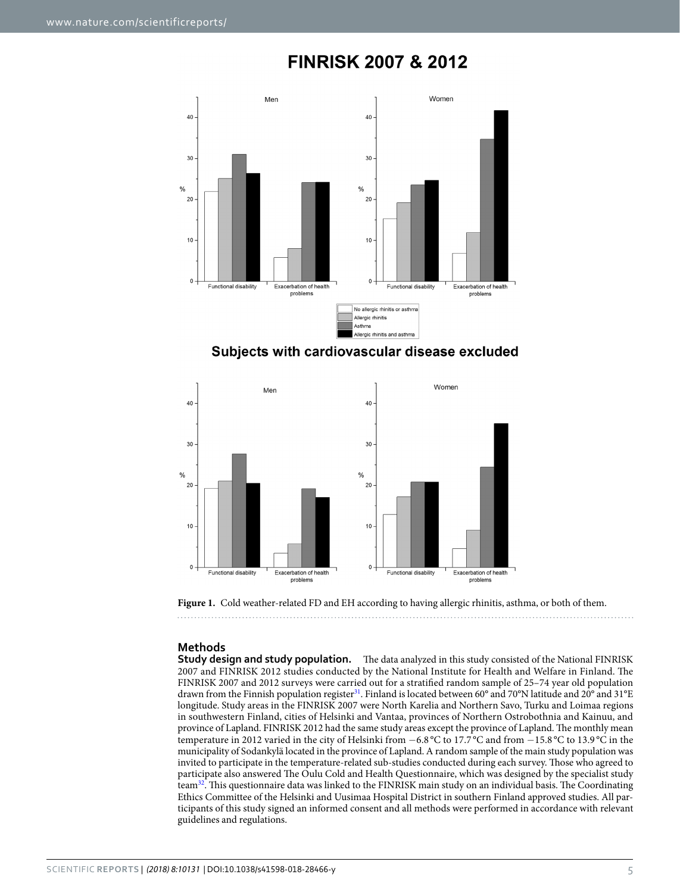**Figure 1.** Cold weather-related FD and EH according to having allergic rhinitis, asthma, or both of them.

## Methods

**Study design and study population.** The data analyzed in this study consisted of the National FINRISK 2007 and FINRISK 2012 studies conducted by the National Institute for Health and Welfare in Finland. The FINRISK 2007 and 2012 surveys were carried out for a stratified random sample of 25–74 year old population drawn from the Finnish population register[31]. Finland is located between 60° and 70°N latitude and 20° and 31°E longitude. Study areas in the FINRISK 2007 were North Karelia and Northern Savo, Turku and Loimaa regions in southwestern Finland, cities of Helsinki and Vantaa, provinces of Northern Ostrobothnia and Kainuu, and province of Lapland. FINRISK 2012 had the same study areas except the province of Lapland. The monthly mean temperature in 2012 varied in the city of Helsinki from −6.8 °C to 17.7 °C and from −15.8 °C to 13.9 °C in the municipality of Sodankylä located in the province of Lapland. A random sample of the main study population was invited to participate in the temperature-related sub-studies conducted during each survey. Those who agreed to participate also answered The Oulu Cold and Health Questionnaire, which was designed by the specialist study team[32]. This questionnaire data was linked to the FINRISK main study on an individual basis. The Coordinating Ethics Committee of the Helsinki and Uusimaa Hospital District in southern Finland approved studies. All participants of this study signed an informed consent and all methods were performed in accordance with relevant guidelines and regulations.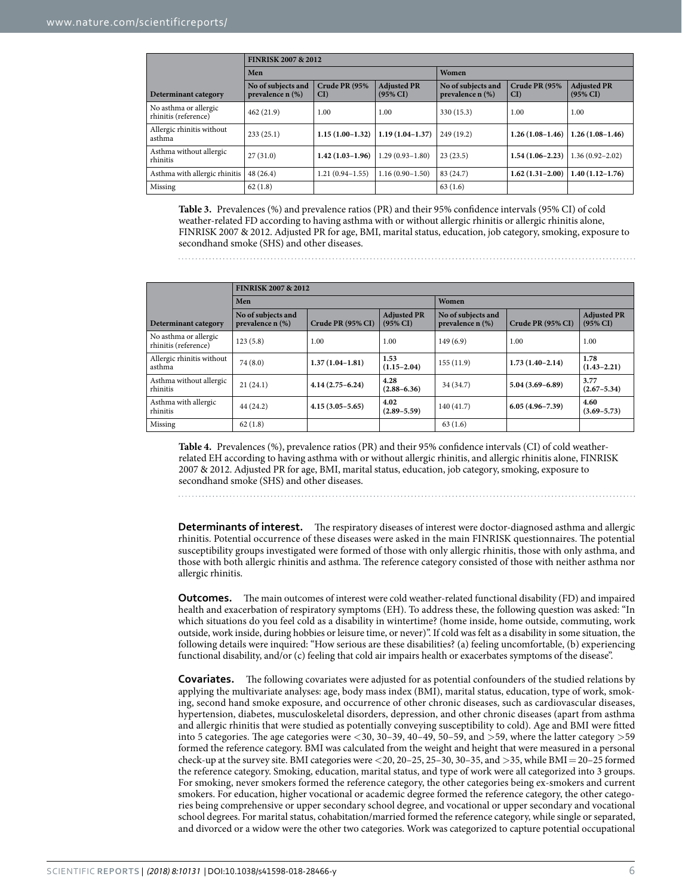| Determinant category | FINRISK 2007 & 2012 | | | | | |
|---|---|---|---|---|---|---|
| | Men | | | Women | | |
| | No of subjects and prevalence n (%) | Crude PR (95% CI) | Adjusted PR (95% CI) | No of subjects and prevalence n (%) | Crude PR (95% CI) | Adjusted PR (95% CI) |
| No asthma or allergic rhinitis (reference) | 462 (21.9) | 1.00 | 1.00 | 330 (15.3) | 1.00 | 1.00 |
| Allergic rhinitis without asthma | 233 (25.1) | **1.15 (1.00–1.32)** | **1.19 (1.04–1.37)** | 249 (19.2) | **1.26 (1.08–1.46)** | **1.26 (1.08–1.46)** |
| Asthma without allergic rhinitis | 27 (31.0) | **1.42 (1.03–1.96)** | 1.29 (0.93–1.80) | 23 (23.5) | **1.54 (1.06–2.23)** | 1.36 (0.92–2.02) |
| Asthma with allergic rhinitis | 48 (26.4) | 1.21 (0.94–1.55) | 1.16 (0.90–1.50) | 83 (24.7) | **1.62 (1.31–2.00)** | **1.40 (1.12–1.76)** |
| Missing | 62 (1.8) | | | 63 (1.6) | | |

**Table 3.** Prevalences (%) and prevalence ratios (PR) and their 95% confidence intervals (95% CI) of cold weather-related FD according to having asthma with or without allergic rhinitis or allergic rhinitis alone, FINRISK 2007 & 2012. Adjusted PR for age, BMI, marital status, education, job category, smoking, exposure to secondhand smoke (SHS) and other diseases.

| Determinant category | FINRISK 2007 & 2012 | | | | | |
|---|---|---|---|---|---|---|
| | Men | | | Women | | |
| | No of subjects and prevalence n (%) | Crude PR (95% CI) | Adjusted PR (95% CI) | No of subjects and prevalence n (%) | Crude PR (95% CI) | Adjusted PR (95% CI) |
| No asthma or allergic rhinitis (reference) | 123 (5.8) | 1.00 | 1.00 | 149 (6.9) | 1.00 | 1.00 |
| Allergic rhinitis without asthma | 74 (8.0) | **1.37 (1.04–1.81)** | **1.53 (1.15–2.04)** | 155 (11.9) | **1.73 (1.40–2.14)** | **1.78 (1.43–2.21)** |
| Asthma without allergic rhinitis | 21 (24.1) | **4.14 (2.75–6.24)** | **4.28 (2.88–6.36)** | 34 (34.7) | **5.04 (3.69–6.89)** | **3.77 (2.67–5.34)** |
| Asthma with allergic rhinitis | 44 (24.2) | **4.15 (3.05–5.65)** | **4.02 (2.89–5.59)** | 140 (41.7) | **6.05 (4.96–7.39)** | **4.60 (3.69–5.73)** |
| Missing | 62 (1.8) | | | 63 (1.6) | | |

**Table 4.** Prevalences (%), prevalence ratios (PR) and their 95% confidence intervals (CI) of cold weather-related EH according to having asthma with or without allergic rhinitis, and allergic rhinitis alone, FINRISK 2007 & 2012. Adjusted PR for age, BMI, marital status, education, job category, smoking, exposure to secondhand smoke (SHS) and other diseases.

**Determinants of interest.** The respiratory diseases of interest were doctor-diagnosed asthma and allergic rhinitis. Potential occurrence of these diseases were asked in the main FINRISK questionnaires. The potential susceptibility groups investigated were formed of those with only allergic rhinitis, those with only asthma, and those with both allergic rhinitis and asthma. The reference category consisted of those with neither asthma nor allergic rhinitis.

**Outcomes.** The main outcomes of interest were cold weather-related functional disability (FD) and impaired health and exacerbation of respiratory symptoms (EH). To address these, the following question was asked: "In which situations do you feel cold as a disability in wintertime? (home inside, home outside, commuting, work outside, work inside, during hobbies or leisure time, or never)". If cold was felt as a disability in some situation, the following details were inquired: "How serious are these disabilities? (a) feeling uncomfortable, (b) experiencing functional disability, and/or (c) feeling that cold air impairs health or exacerbates symptoms of the disease".

**Covariates.** The following covariates were adjusted for as potential confounders of the studied relations by applying the multivariate analyses: age, body mass index (BMI), marital status, education, type of work, smoking, second hand smoke exposure, and occurrence of other chronic diseases, such as cardiovascular diseases, hypertension, diabetes, musculoskeletal disorders, depression, and other chronic diseases (apart from asthma and allergic rhinitis that were studied as potentially conveying susceptibility to cold). Age and BMI were fitted into 5 categories. The age categories were <30, 30–39, 40–49, 50–59, and >59, where the latter category >59 formed the reference category. BMI was calculated from the weight and height that were measured in a personal check-up at the survey site. BMI categories were <20, 20–25, 25–30, 30–35, and >35, while BMI = 20–25 formed the reference category. Smoking, education, marital status, and type of work were all categorized into 3 groups. For smoking, never smokers formed the reference category, the other categories being ex-smokers and current smokers. For education, higher vocational or academic degree formed the reference category, the other categories being comprehensive or upper secondary school degree, and vocational or upper secondary and vocational school degrees. For marital status, cohabitation/married formed the reference category, while single or separated, and divorced or a widow were the other two categories. Work was categorized to capture potential occupational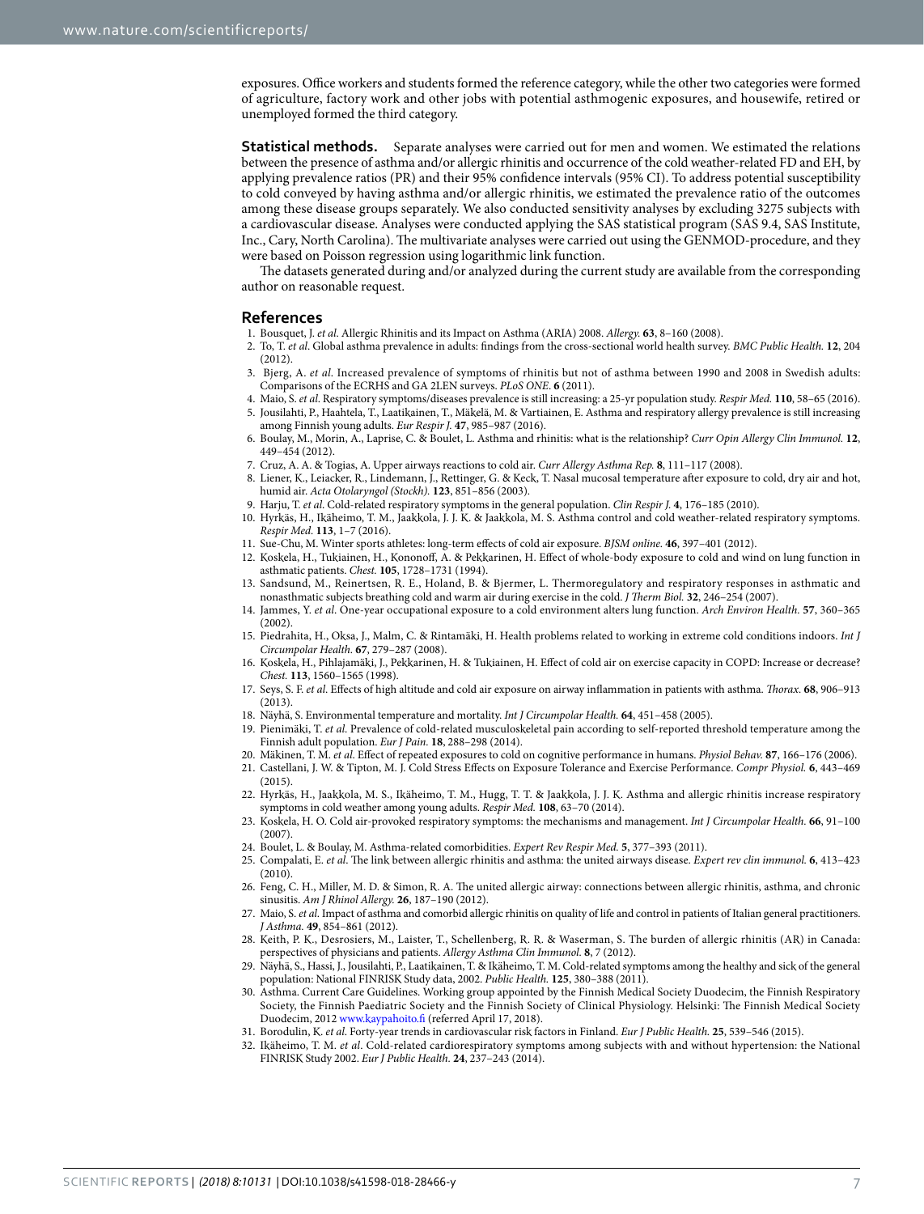exposures. Office workers and students formed the reference category, while the other two categories were formed of agriculture, factory work and other jobs with potential asthmogenic exposures, and housewife, retired or unemployed formed the third category.

**Statistical methods.** Separate analyses were carried out for men and women. We estimated the relations between the presence of asthma and/or allergic rhinitis and occurrence of the cold weather-related FD and EH, by applying prevalence ratios (PR) and their 95% confidence intervals (95% CI). To address potential susceptibility to cold conveyed by having asthma and/or allergic rhinitis, we estimated the prevalence ratio of the outcomes among these disease groups separately. We also conducted sensitivity analyses by excluding 3275 subjects with a cardiovascular disease. Analyses were conducted applying the SAS statistical program (SAS 9.4, SAS Institute, Inc., Cary, North Carolina). The multivariate analyses were carried out using the GENMOD-procedure, and they were based on Poisson regression using logarithmic link function.

The datasets generated during and/or analyzed during the current study are available from the corresponding author on reasonable request.

## References

1. Bousquet, J. *et al*. Allergic Rhinitis and its Impact on Asthma (ARIA) 2008. *Allergy.* **63**, 8–160 (2008).
2. To, T. *et al*. Global asthma prevalence in adults: findings from the cross-sectional world health survey. *BMC Public Health.* **12**, 204 (2012).
3. Bjerg, A. *et al*. Increased prevalence of symptoms of rhinitis but not of asthma between 1990 and 2008 in Swedish adults: Comparisons of the ECRHS and GA 2LEN surveys. *PLoS ONE*. **6** (2011).
4. Maio, S. *et al*. Respiratory symptoms/diseases prevalence is still increasing: a 25-yr population study. *Respir Med.* **110**, 58–65 (2016).
5. Jousilahti, P., Haahtela, T., Laatikainen, T., Mäkelä, M. & Vartiainen, E. Asthma and respiratory allergy prevalence is still increasing among Finnish young adults. *Eur Respir J.* **47**, 985–987 (2016).
6. Boulay, M., Morin, A., Laprise, C. & Boulet, L. Asthma and rhinitis: what is the relationship? *Curr Opin Allergy Clin Immunol.* **12**, 449–454 (2012).
7. Cruz, A. A. & Togias, A. Upper airways reactions to cold air. *Curr Allergy Asthma Rep.* **8**, 111–117 (2008).
8. Liener, K., Leiacker, R., Lindemann, J., Rettinger, G. & Keck, T. Nasal mucosal temperature after exposure to cold, dry air and hot, humid air. *Acta Otolaryngol (Stockh).* **123**, 851–856 (2003).
9. Harju, T. *et al*. Cold-related respiratory symptoms in the general population. *Clin Respir J.* **4**, 176–185 (2010).
10. Hyrkäs, H., Ikäheimo, T. M., Jaakkola, J. J. K. & Jaakkola, M. S. Asthma control and cold weather-related respiratory symptoms. *Respir Med.* **113**, 1–7 (2016).
11. Sue-Chu, M. Winter sports athletes: long-term effects of cold air exposure. *BJSM online.* **46**, 397–401 (2012).
12. Koskela, H., Tukiainen, H., Kononoff, A. & Pekkarinen, H. Effect of whole-body exposure to cold and wind on lung function in asthmatic patients. *Chest.* **105**, 1728–1731 (1994).
13. Sandsund, M., Reinertsen, R. E., Holand, B. & Bjermer, L. Thermoregulatory and respiratory responses in asthmatic and nonasthmatic subjects breathing cold and warm air during exercise in the cold. *J Therm Biol.* **32**, 246–254 (2007).
14. Jammes, Y. *et al*. One-year occupational exposure to a cold environment alters lung function. *Arch Environ Health.* **57**, 360–365 (2002).
15. Piedrahita, H., Oksa, J., Malm, C. & Rintamäki, H. Health problems related to working in extreme cold conditions indoors. *Int J Circumpolar Health.* **67**, 279–287 (2008).
16. Koskela, H., Pihlajamäki, J., Pekkarinen, H. & Tukiainen, H. Effect of cold air on exercise capacity in COPD: Increase or decrease? *Chest.* **113**, 1560–1565 (1998).
17. Seys, S. F. *et al*. Effects of high altitude and cold air exposure on airway inflammation in patients with asthma. *Thorax.* **68**, 906–913 (2013).
18. Näyhä, S. Environmental temperature and mortality. *Int J Circumpolar Health.* **64**, 451–458 (2005).
19. Pienimäki, T. *et al*. Prevalence of cold-related musculoskeletal pain according to self-reported threshold temperature among the Finnish adult population. *Eur J Pain.* **18**, 288–298 (2014).
20. Mäkinen, T. M. *et al*. Effect of repeated exposures to cold on cognitive performance in humans. *Physiol Behav.* **87**, 166–176 (2006).
21. Castellani, J. W. & Tipton, M. J. Cold Stress Effects on Exposure Tolerance and Exercise Performance. *Compr Physiol.* **6**, 443–469 (2015).
22. Hyrkäs, H., Jaakkola, M. S., Ikäheimo, T. M., Hugg, T. T. & Jaakkola, J. J. K. Asthma and allergic rhinitis increase respiratory symptoms in cold weather among young adults. *Respir Med.* **108**, 63–70 (2014).
23. Koskela, H. O. Cold air-provoked respiratory symptoms: the mechanisms and management. *Int J Circumpolar Health.* **66**, 91–100 (2007).
24. Boulet, L. & Boulay, M. Asthma-related comorbidities. *Expert Rev Respir Med.* **5**, 377–393 (2011).
25. Compalati, E. *et al*. The link between allergic rhinitis and asthma: the united airways disease. *Expert rev clin immunol.* **6**, 413–423 (2010).
26. Feng, C. H., Miller, M. D. & Simon, R. A. The united allergic airway: connections between allergic rhinitis, asthma, and chronic sinusitis. *Am J Rhinol Allergy.* **26**, 187–190 (2012).
27. Maio, S. *et al*. Impact of asthma and comorbid allergic rhinitis on quality of life and control in patients of Italian general practitioners. *J Asthma.* **49**, 854–861 (2012).
28. Keith, P. K., Desrosiers, M., Laister, T., Schellenberg, R. R. & Waserman, S. The burden of allergic rhinitis (AR) in Canada: perspectives of physicians and patients. *Allergy Asthma Clin Immunol.* **8**, 7 (2012).
29. Näyhä, S., Hassi, J., Jousilahti, P., Laatikainen, T. & Ikäheimo, T. M. Cold-related symptoms among the healthy and sick of the general population: National FINRISK Study data, 2002. *Public Health.* **125**, 380–388 (2011).
30. Asthma. Current Care Guidelines. Working group appointed by the Finnish Medical Society Duodecim, the Finnish Respiratory Society, the Finnish Paediatric Society and the Finnish Society of Clinical Physiology. Helsinki: The Finnish Medical Society Duodecim, 2012 www.kaypahoito.fi (referred April 17, 2018).
31. Borodulin, K. *et al*. Forty-year trends in cardiovascular risk factors in Finland. *Eur J Public Health.* **25**, 539–546 (2015).
32. Ikäheimo, T. M. *et al*. Cold-related cardiorespiratory symptoms among subjects with and without hypertension: the National FINRISK Study 2002. *Eur J Public Health.* **24**, 237–243 (2014).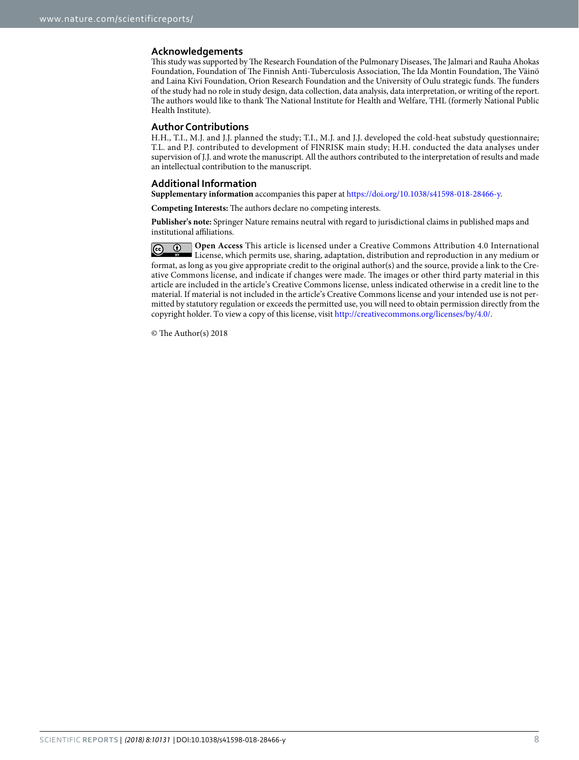## Acknowledgements

This study was supported by The Research Foundation of the Pulmonary Diseases, The Jalmari and Rauha Ahokas Foundation, Foundation of The Finnish Anti-Tuberculosis Association, The Ida Montin Foundation, The Väinö and Laina Kivi Foundation, Orion Research Foundation and the University of Oulu strategic funds. The funders of the study had no role in study design, data collection, data analysis, data interpretation, or writing of the report. The authors would like to thank The National Institute for Health and Welfare, THL (formerly National Public Health Institute).

## Author Contributions

H.H., T.I., M.J. and J.J. planned the study; T.I., M.J. and J.J. developed the cold-heat substudy questionnaire; T.L. and P.J. contributed to development of FINRISK main study; H.H. conducted the data analyses under supervision of J.J. and wrote the manuscript. All the authors contributed to the interpretation of results and made an intellectual contribution to the manuscript.

## Additional Information

**Supplementary information** accompanies this paper at https://doi.org/10.1038/s41598-018-28466-y.

**Competing Interests:** The authors declare no competing interests.

**Publisher's note:** Springer Nature remains neutral with regard to jurisdictional claims in published maps and institutional affiliations.

**Open Access** This article is licensed under a Creative Commons Attribution 4.0 International License, which permits use, sharing, adaptation, distribution and reproduction in any medium or format, as long as you give appropriate credit to the original author(s) and the source, provide a link to the Creative Commons license, and indicate if changes were made. The images or other third party material in this article are included in the article's Creative Commons license, unless indicated otherwise in a credit line to the material. If material is not included in the article's Creative Commons license and your intended use is not permitted by statutory regulation or exceeds the permitted use, you will need to obtain permission directly from the copyright holder. To view a copy of this license, visit http://creativecommons.org/licenses/by/4.0/.

© The Author(s) 2018